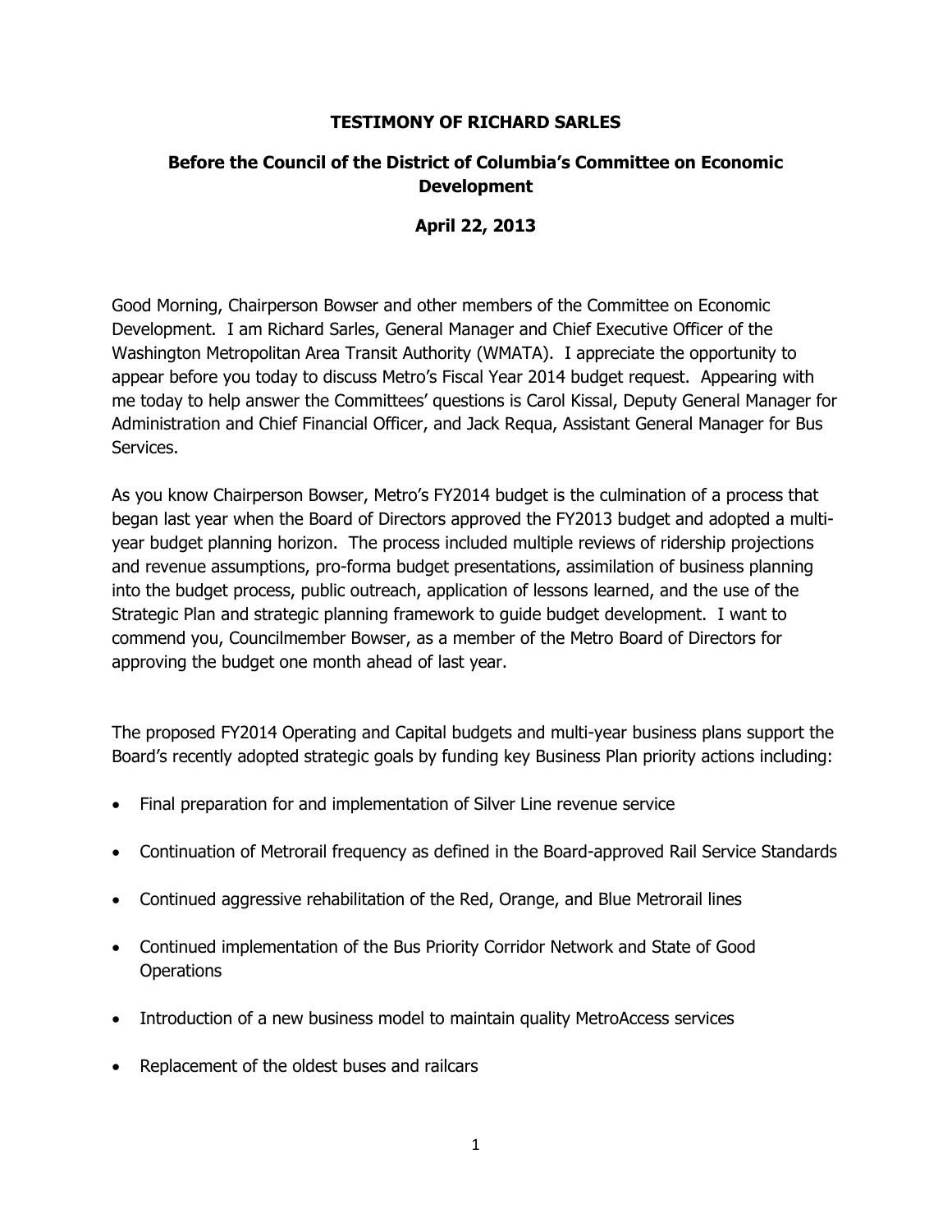# TESTIMONY OF RICHARD SARLES

## Before the Council of the District of Columbia's Committee on Economic Development

## April 22, 2013

Good Morning, Chairperson Bowser and other members of the Committee on Economic Development. I am Richard Sarles, General Manager and Chief Executive Officer of the Washington Metropolitan Area Transit Authority (WMATA). I appreciate the opportunity to appear before you today to discuss Metro's Fiscal Year 2014 budget request. Appearing with me today to help answer the Committees' questions is Carol Kissal, Deputy General Manager for Administration and Chief Financial Officer, and Jack Requa, Assistant General Manager for Bus Services.

As you know Chairperson Bowser, Metro's FY2014 budget is the culmination of a process that began last year when the Board of Directors approved the FY2013 budget and adopted a multi-year budget planning horizon. The process included multiple reviews of ridership projections and revenue assumptions, pro-forma budget presentations, assimilation of business planning into the budget process, public outreach, application of lessons learned, and the use of the Strategic Plan and strategic planning framework to guide budget development. I want to commend you, Councilmember Bowser, as a member of the Metro Board of Directors for approving the budget one month ahead of last year.

The proposed FY2014 Operating and Capital budgets and multi-year business plans support the Board's recently adopted strategic goals by funding key Business Plan priority actions including:

- Final preparation for and implementation of Silver Line revenue service
- Continuation of Metrorail frequency as defined in the Board-approved Rail Service Standards
- Continued aggressive rehabilitation of the Red, Orange, and Blue Metrorail lines
- Continued implementation of the Bus Priority Corridor Network and State of Good Operations
- Introduction of a new business model to maintain quality MetroAccess services
- Replacement of the oldest buses and railcars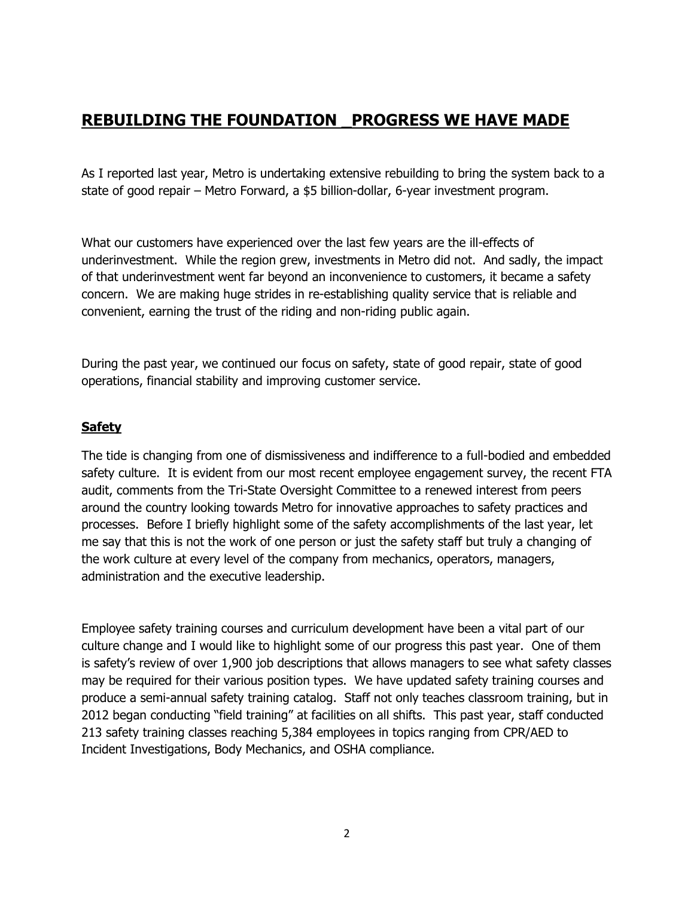## REBUILDING THE FOUNDATION _PROGRESS WE HAVE MADE

As I reported last year, Metro is undertaking extensive rebuilding to bring the system back to a state of good repair – Metro Forward, a $5 billion-dollar, 6-year investment program.

What our customers have experienced over the last few years are the ill-effects of underinvestment. While the region grew, investments in Metro did not. And sadly, the impact of that underinvestment went far beyond an inconvenience to customers, it became a safety concern. We are making huge strides in re-establishing quality service that is reliable and convenient, earning the trust of the riding and non-riding public again.

During the past year, we continued our focus on safety, state of good repair, state of good operations, financial stability and improving customer service.

### Safety

The tide is changing from one of dismissiveness and indifference to a full-bodied and embedded safety culture. It is evident from our most recent employee engagement survey, the recent FTA audit, comments from the Tri-State Oversight Committee to a renewed interest from peers around the country looking towards Metro for innovative approaches to safety practices and processes. Before I briefly highlight some of the safety accomplishments of the last year, let me say that this is not the work of one person or just the safety staff but truly a changing of the work culture at every level of the company from mechanics, operators, managers, administration and the executive leadership.

Employee safety training courses and curriculum development have been a vital part of our culture change and I would like to highlight some of our progress this past year. One of them is safety's review of over 1,900 job descriptions that allows managers to see what safety classes may be required for their various position types. We have updated safety training courses and produce a semi-annual safety training catalog. Staff not only teaches classroom training, but in 2012 began conducting "field training" at facilities on all shifts. This past year, staff conducted 213 safety training classes reaching 5,384 employees in topics ranging from CPR/AED to Incident Investigations, Body Mechanics, and OSHA compliance.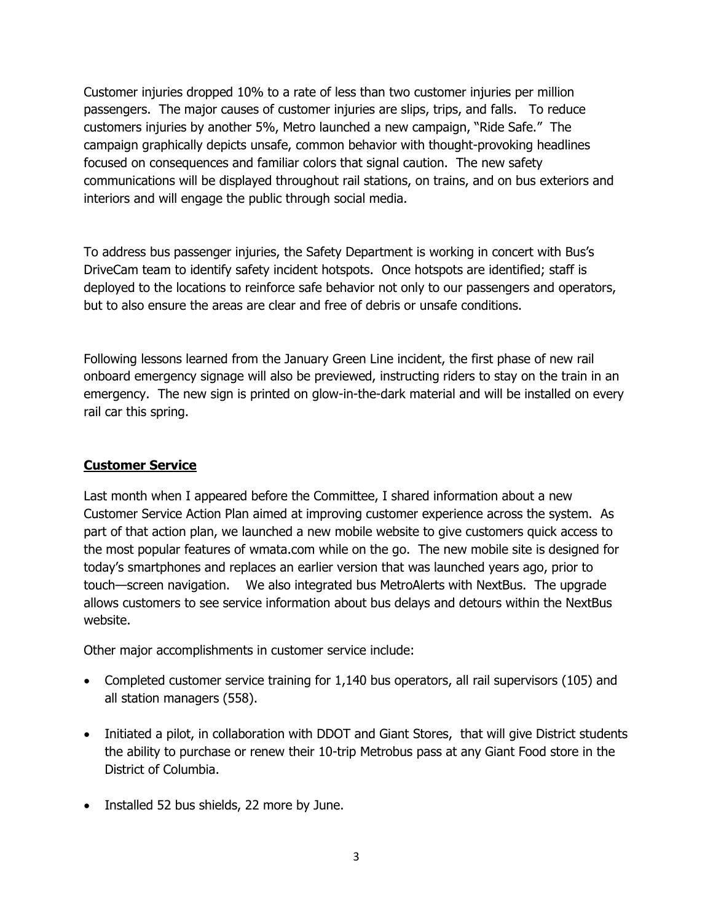Customer injuries dropped 10% to a rate of less than two customer injuries per million passengers. The major causes of customer injuries are slips, trips, and falls. To reduce customers injuries by another 5%, Metro launched a new campaign, "Ride Safe." The campaign graphically depicts unsafe, common behavior with thought-provoking headlines focused on consequences and familiar colors that signal caution. The new safety communications will be displayed throughout rail stations, on trains, and on bus exteriors and interiors and will engage the public through social media.

To address bus passenger injuries, the Safety Department is working in concert with Bus's DriveCam team to identify safety incident hotspots. Once hotspots are identified; staff is deployed to the locations to reinforce safe behavior not only to our passengers and operators, but to also ensure the areas are clear and free of debris or unsafe conditions.

Following lessons learned from the January Green Line incident, the first phase of new rail onboard emergency signage will also be previewed, instructing riders to stay on the train in an emergency. The new sign is printed on glow-in-the-dark material and will be installed on every rail car this spring.

**Customer Service**

Last month when I appeared before the Committee, I shared information about a new Customer Service Action Plan aimed at improving customer experience across the system. As part of that action plan, we launched a new mobile website to give customers quick access to the most popular features of wmata.com while on the go. The new mobile site is designed for today's smartphones and replaces an earlier version that was launched years ago, prior to touch—screen navigation. We also integrated bus MetroAlerts with NextBus. The upgrade allows customers to see service information about bus delays and detours within the NextBus website.

Other major accomplishments in customer service include:

- Completed customer service training for 1,140 bus operators, all rail supervisors (105) and all station managers (558).
- Initiated a pilot, in collaboration with DDOT and Giant Stores, that will give District students the ability to purchase or renew their 10-trip Metrobus pass at any Giant Food store in the District of Columbia.
- Installed 52 bus shields, 22 more by June.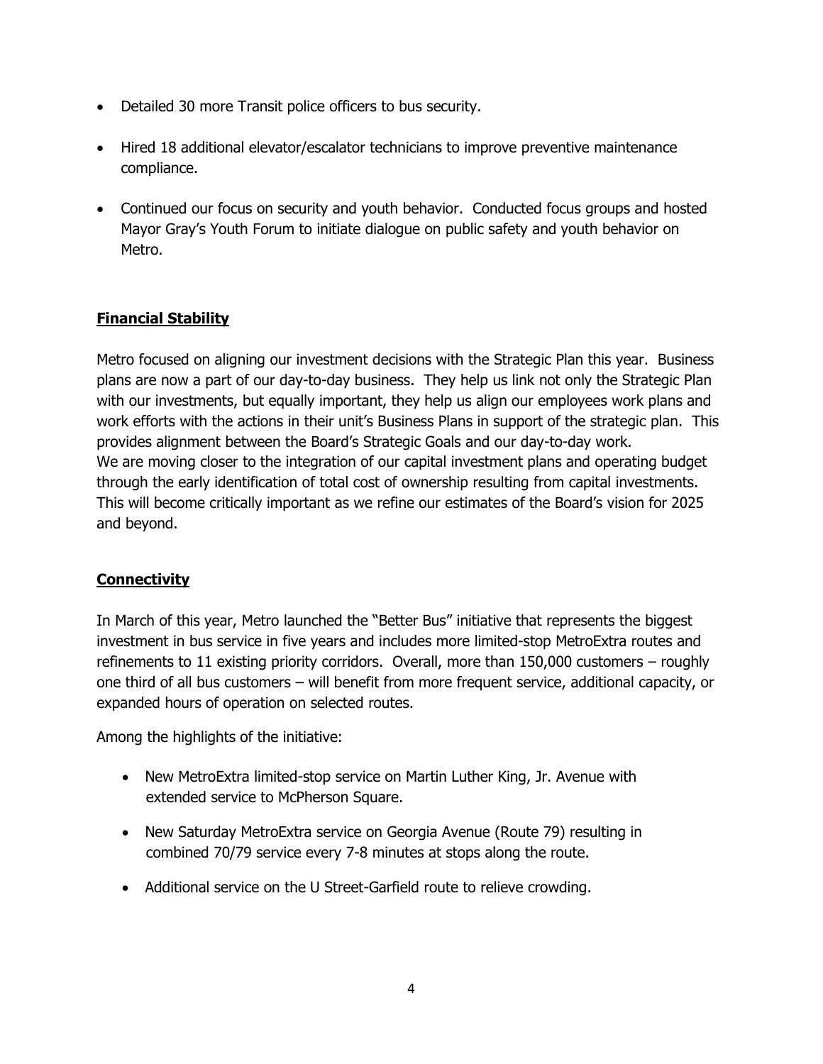- Detailed 30 more Transit police officers to bus security.
- Hired 18 additional elevator/escalator technicians to improve preventive maintenance compliance.
- Continued our focus on security and youth behavior. Conducted focus groups and hosted Mayor Gray's Youth Forum to initiate dialogue on public safety and youth behavior on Metro.

**Financial Stability**

Metro focused on aligning our investment decisions with the Strategic Plan this year. Business plans are now a part of our day-to-day business. They help us link not only the Strategic Plan with our investments, but equally important, they help us align our employees work plans and work efforts with the actions in their unit's Business Plans in support of the strategic plan. This provides alignment between the Board's Strategic Goals and our day-to-day work.
We are moving closer to the integration of our capital investment plans and operating budget through the early identification of total cost of ownership resulting from capital investments. This will become critically important as we refine our estimates of the Board's vision for 2025 and beyond.

**Connectivity**

In March of this year, Metro launched the "Better Bus" initiative that represents the biggest investment in bus service in five years and includes more limited-stop MetroExtra routes and refinements to 11 existing priority corridors. Overall, more than 150,000 customers – roughly one third of all bus customers – will benefit from more frequent service, additional capacity, or expanded hours of operation on selected routes.

Among the highlights of the initiative:

- New MetroExtra limited-stop service on Martin Luther King, Jr. Avenue with extended service to McPherson Square.
- New Saturday MetroExtra service on Georgia Avenue (Route 79) resulting in combined 70/79 service every 7-8 minutes at stops along the route.
- Additional service on the U Street-Garfield route to relieve crowding.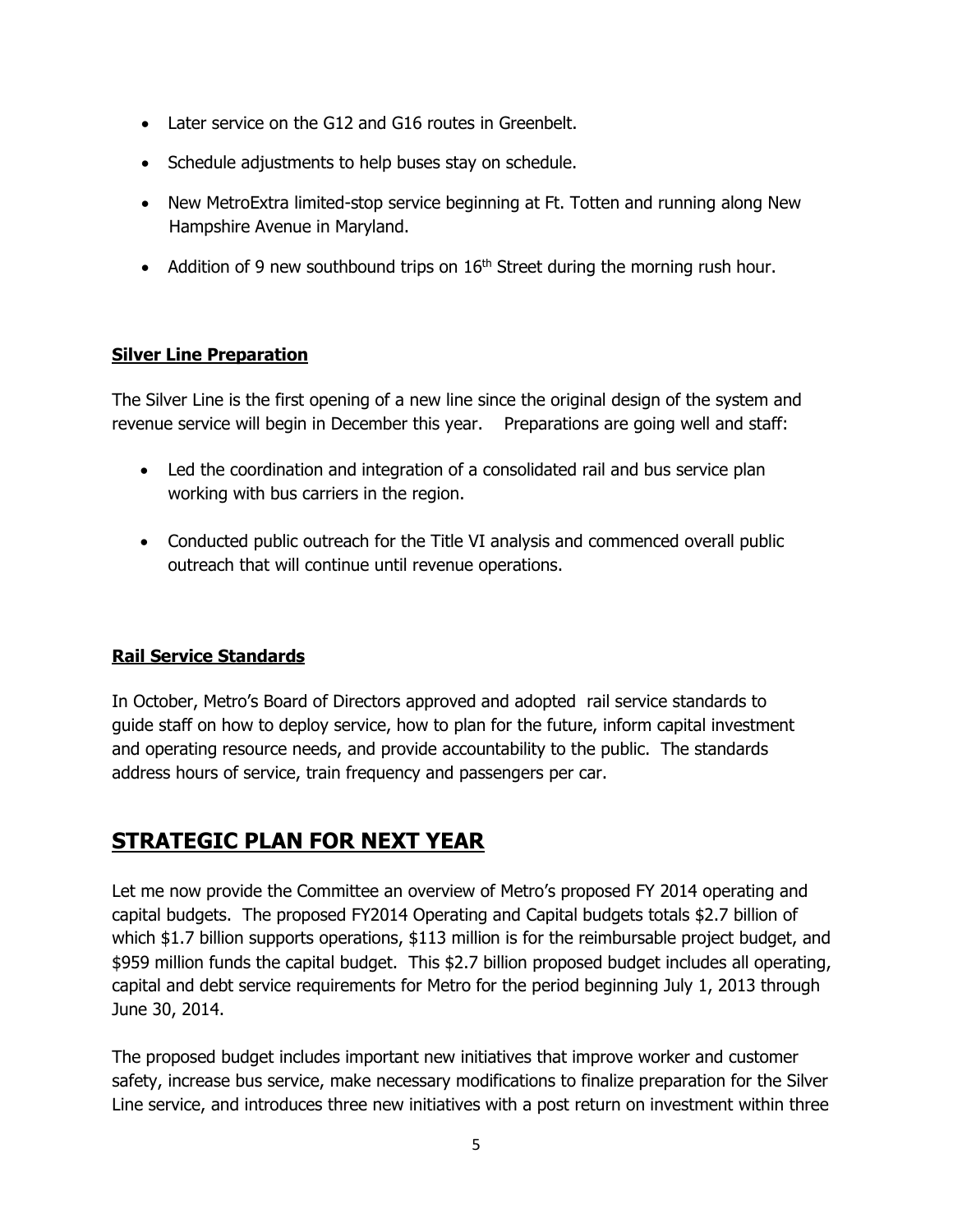- Later service on the G12 and G16 routes in Greenbelt.
- Schedule adjustments to help buses stay on schedule.
- New MetroExtra limited-stop service beginning at Ft. Totten and running along New Hampshire Avenue in Maryland.
- Addition of 9 new southbound trips on 16th Street during the morning rush hour.

### Silver Line Preparation

The Silver Line is the first opening of a new line since the original design of the system and revenue service will begin in December this year. Preparations are going well and staff:

- Led the coordination and integration of a consolidated rail and bus service plan working with bus carriers in the region.
- Conducted public outreach for the Title VI analysis and commenced overall public outreach that will continue until revenue operations.

### Rail Service Standards

In October, Metro's Board of Directors approved and adopted rail service standards to guide staff on how to deploy service, how to plan for the future, inform capital investment and operating resource needs, and provide accountability to the public. The standards address hours of service, train frequency and passengers per car.

## STRATEGIC PLAN FOR NEXT YEAR

Let me now provide the Committee an overview of Metro's proposed FY 2014 operating and capital budgets. The proposed FY2014 Operating and Capital budgets totals $2.7 billion of which $1.7 billion supports operations, $113 million is for the reimbursable project budget, and $959 million funds the capital budget. This $2.7 billion proposed budget includes all operating, capital and debt service requirements for Metro for the period beginning July 1, 2013 through June 30, 2014.

The proposed budget includes important new initiatives that improve worker and customer safety, increase bus service, make necessary modifications to finalize preparation for the Silver Line service, and introduces three new initiatives with a post return on investment within three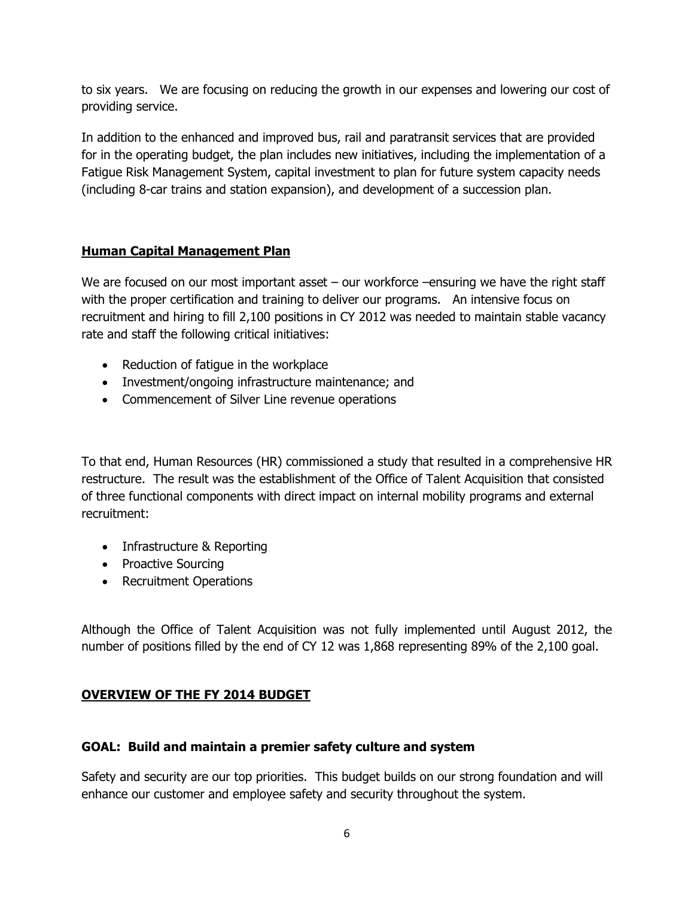to six years. We are focusing on reducing the growth in our expenses and lowering our cost of providing service.

In addition to the enhanced and improved bus, rail and paratransit services that are provided for in the operating budget, the plan includes new initiatives, including the implementation of a Fatigue Risk Management System, capital investment to plan for future system capacity needs (including 8-car trains and station expansion), and development of a succession plan.

## **Human Capital Management Plan**

We are focused on our most important asset – our workforce –ensuring we have the right staff with the proper certification and training to deliver our programs. An intensive focus on recruitment and hiring to fill 2,100 positions in CY 2012 was needed to maintain stable vacancy rate and staff the following critical initiatives:

- Reduction of fatigue in the workplace
- Investment/ongoing infrastructure maintenance; and
- Commencement of Silver Line revenue operations

To that end, Human Resources (HR) commissioned a study that resulted in a comprehensive HR restructure. The result was the establishment of the Office of Talent Acquisition that consisted of three functional components with direct impact on internal mobility programs and external recruitment:

- Infrastructure & Reporting
- Proactive Sourcing
- Recruitment Operations

Although the Office of Talent Acquisition was not fully implemented until August 2012, the number of positions filled by the end of CY 12 was 1,868 representing 89% of the 2,100 goal.

## **OVERVIEW OF THE FY 2014 BUDGET**

### **GOAL: Build and maintain a premier safety culture and system**

Safety and security are our top priorities. This budget builds on our strong foundation and will enhance our customer and employee safety and security throughout the system.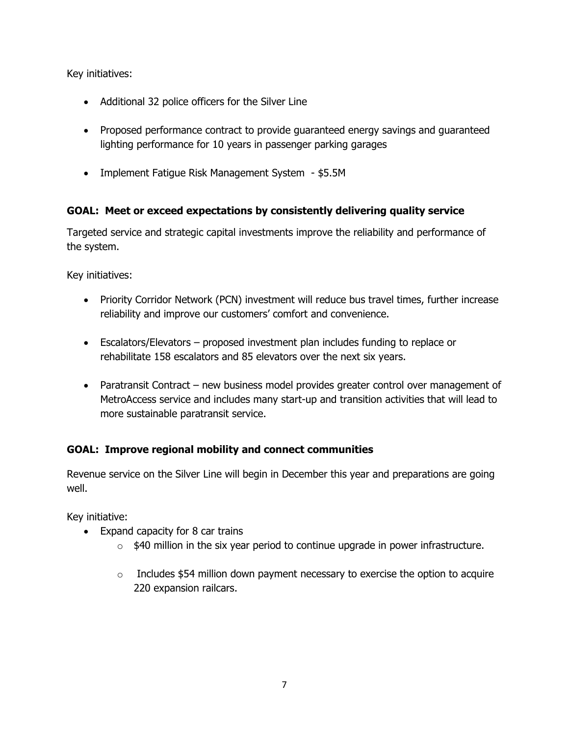Key initiatives:

- Additional 32 police officers for the Silver Line
- Proposed performance contract to provide guaranteed energy savings and guaranteed lighting performance for 10 years in passenger parking garages
- Implement Fatigue Risk Management System - $5.5M

**GOAL: Meet or exceed expectations by consistently delivering quality service**

Targeted service and strategic capital investments improve the reliability and performance of the system.

Key initiatives:

- Priority Corridor Network (PCN) investment will reduce bus travel times, further increase reliability and improve our customers' comfort and convenience.
- Escalators/Elevators – proposed investment plan includes funding to replace or rehabilitate 158 escalators and 85 elevators over the next six years.
- Paratransit Contract – new business model provides greater control over management of MetroAccess service and includes many start-up and transition activities that will lead to more sustainable paratransit service.

**GOAL: Improve regional mobility and connect communities**

Revenue service on the Silver Line will begin in December this year and preparations are going well.

Key initiative:

- Expand capacity for 8 car trains
  - $40 million in the six year period to continue upgrade in power infrastructure.
  - Includes $54 million down payment necessary to exercise the option to acquire 220 expansion railcars.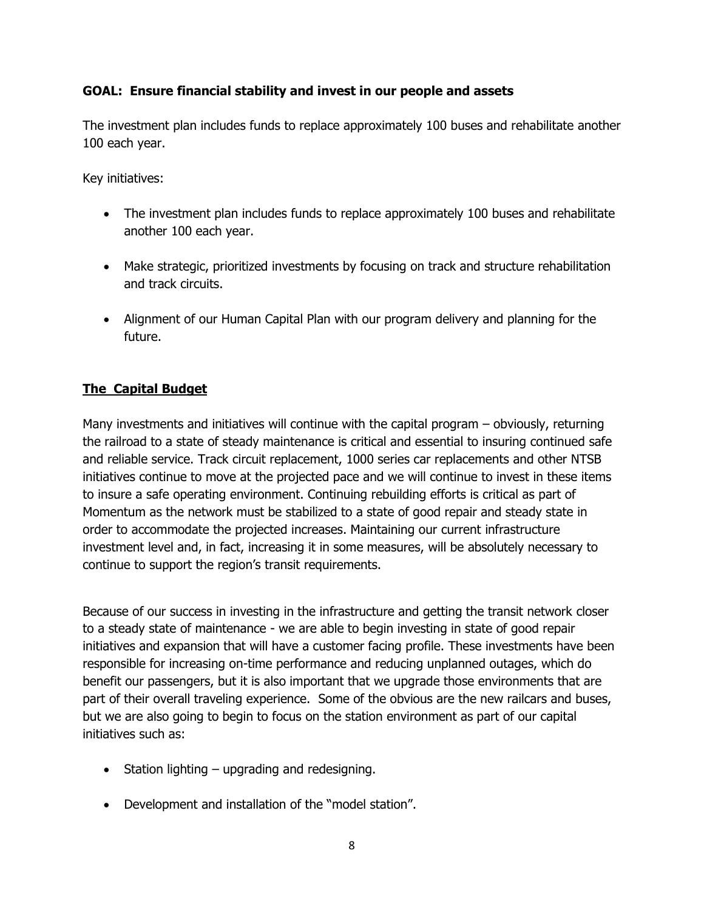**GOAL: Ensure financial stability and invest in our people and assets**

The investment plan includes funds to replace approximately 100 buses and rehabilitate another 100 each year.

Key initiatives:

- The investment plan includes funds to replace approximately 100 buses and rehabilitate another 100 each year.
- Make strategic, prioritized investments by focusing on track and structure rehabilitation and track circuits.
- Alignment of our Human Capital Plan with our program delivery and planning for the future.

**<u>The Capital Budget</u>**

Many investments and initiatives will continue with the capital program – obviously, returning the railroad to a state of steady maintenance is critical and essential to insuring continued safe and reliable service. Track circuit replacement, 1000 series car replacements and other NTSB initiatives continue to move at the projected pace and we will continue to invest in these items to insure a safe operating environment. Continuing rebuilding efforts is critical as part of Momentum as the network must be stabilized to a state of good repair and steady state in order to accommodate the projected increases. Maintaining our current infrastructure investment level and, in fact, increasing it in some measures, will be absolutely necessary to continue to support the region's transit requirements.

Because of our success in investing in the infrastructure and getting the transit network closer to a steady state of maintenance - we are able to begin investing in state of good repair initiatives and expansion that will have a customer facing profile. These investments have been responsible for increasing on-time performance and reducing unplanned outages, which do benefit our passengers, but it is also important that we upgrade those environments that are part of their overall traveling experience. Some of the obvious are the new railcars and buses, but we are also going to begin to focus on the station environment as part of our capital initiatives such as:

- Station lighting – upgrading and redesigning.
- Development and installation of the "model station".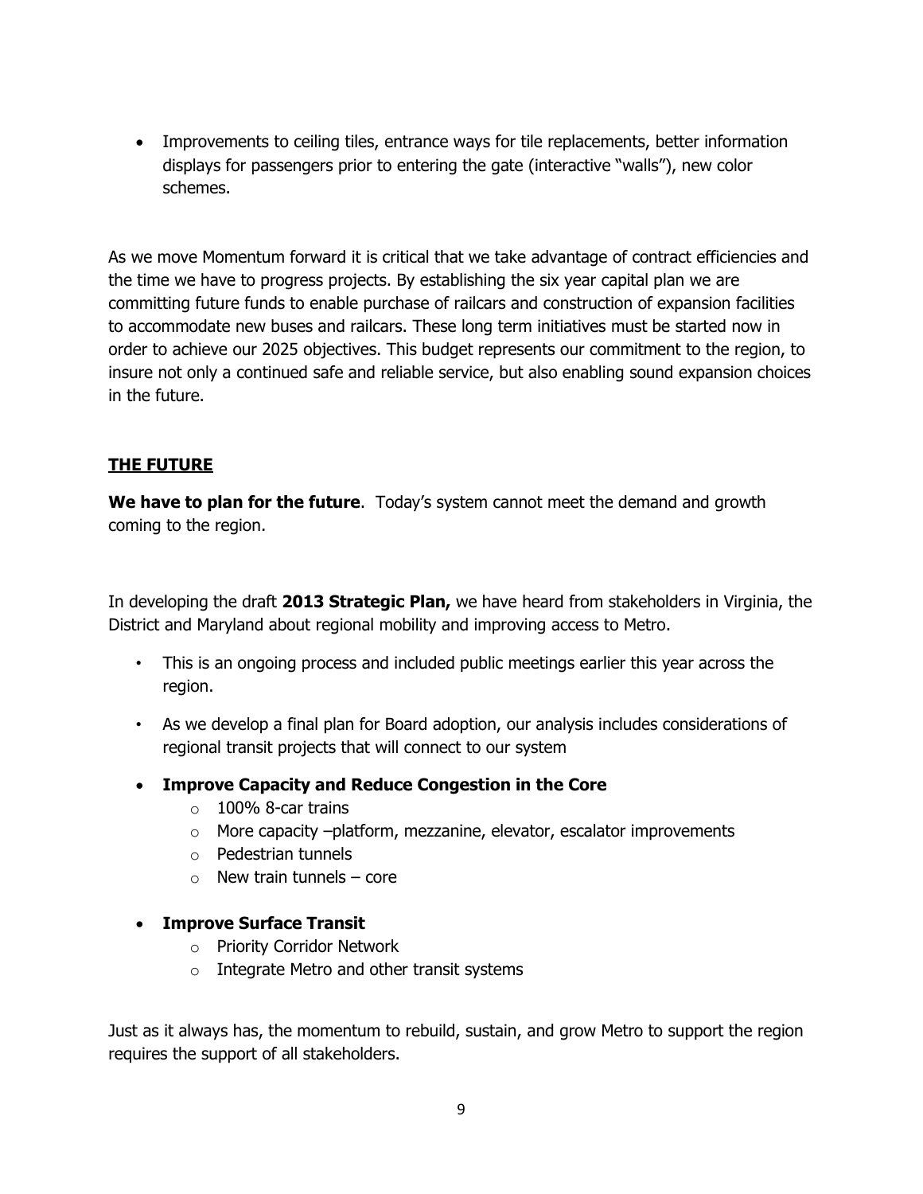- Improvements to ceiling tiles, entrance ways for tile replacements, better information displays for passengers prior to entering the gate (interactive "walls"), new color schemes.

As we move Momentum forward it is critical that we take advantage of contract efficiencies and the time we have to progress projects. By establishing the six year capital plan we are committing future funds to enable purchase of railcars and construction of expansion facilities to accommodate new buses and railcars. These long term initiatives must be started now in order to achieve our 2025 objectives. This budget represents our commitment to the region, to insure not only a continued safe and reliable service, but also enabling sound expansion choices in the future.

## THE FUTURE

**We have to plan for the future**. Today's system cannot meet the demand and growth coming to the region.

In developing the draft **2013 Strategic Plan,** we have heard from stakeholders in Virginia, the District and Maryland about regional mobility and improving access to Metro.

- This is an ongoing process and included public meetings earlier this year across the region.
- As we develop a final plan for Board adoption, our analysis includes considerations of regional transit projects that will connect to our system

- **Improve Capacity and Reduce Congestion in the Core**
  - 100% 8-car trains
  - More capacity –platform, mezzanine, elevator, escalator improvements
  - Pedestrian tunnels
  - New train tunnels – core
- **Improve Surface Transit**
  - Priority Corridor Network
  - Integrate Metro and other transit systems

Just as it always has, the momentum to rebuild, sustain, and grow Metro to support the region requires the support of all stakeholders.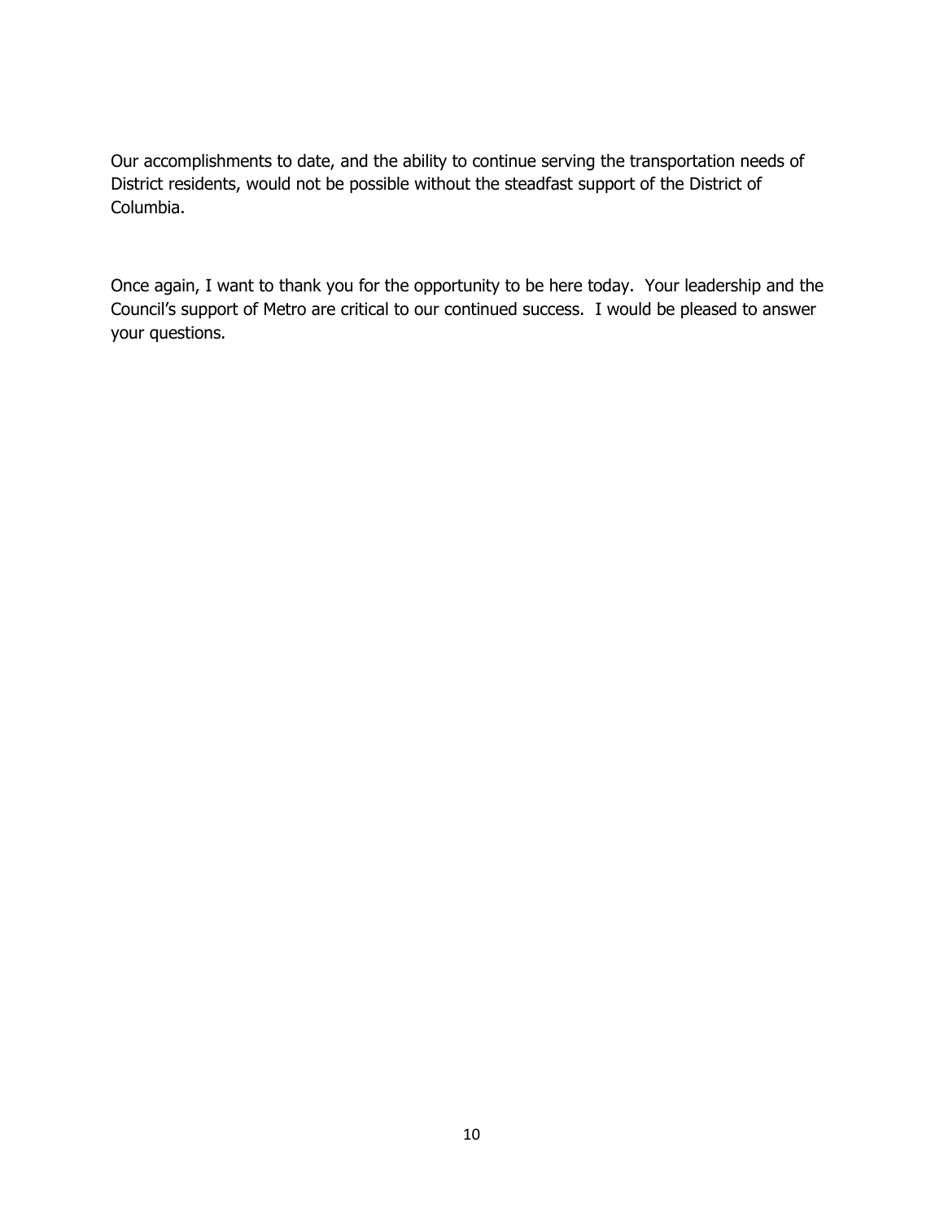Our accomplishments to date, and the ability to continue serving the transportation needs of District residents, would not be possible without the steadfast support of the District of Columbia.

Once again, I want to thank you for the opportunity to be here today. Your leadership and the Council's support of Metro are critical to our continued success. I would be pleased to answer your questions.